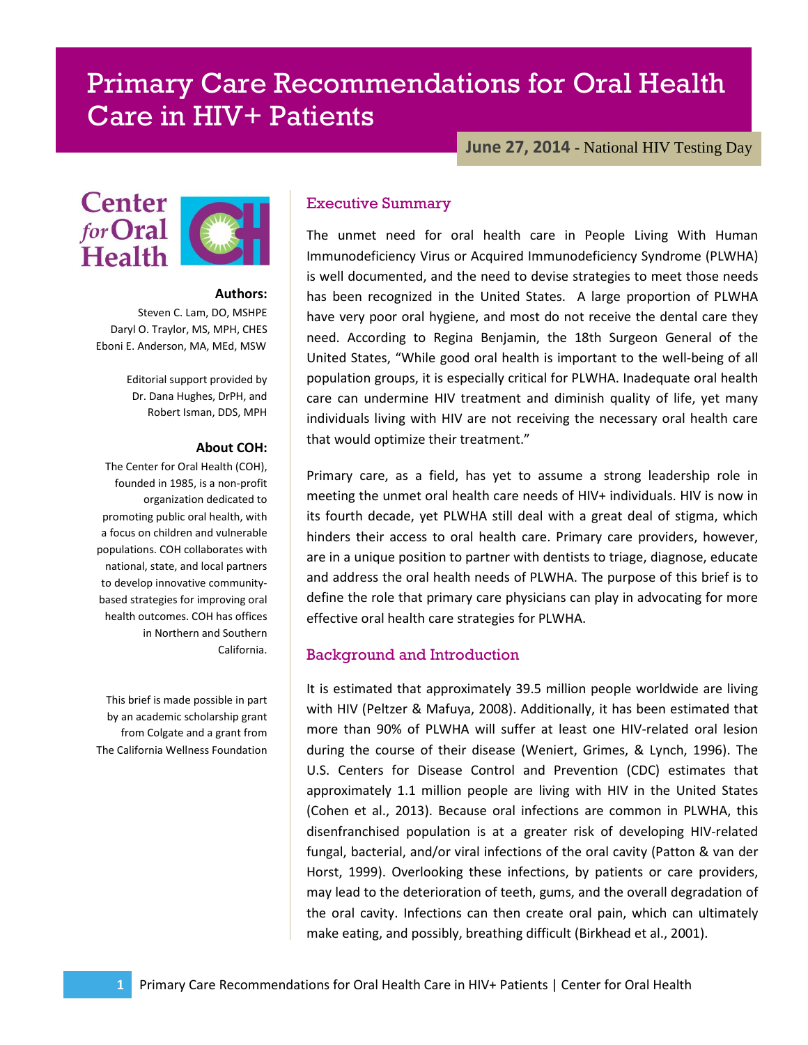# Primary Care Recommendations for Oral Health Care in HIV+ Patients

**June 27, 2014** - National HIV Testing Day

Center for Oral Health

**Authors:**

Steven C. Lam, DO, MSHPE
Daryl O. Traylor, MS, MPH, CHES
Eboni E. Anderson, MA, MEd, MSW

Editorial support provided by Dr. Dana Hughes, DrPH, and Robert Isman, DDS, MPH

**About COH:**

The Center for Oral Health (COH), founded in 1985, is a non-profit organization dedicated to promoting public oral health, with a focus on children and vulnerable populations. COH collaborates with national, state, and local partners to develop innovative community-based strategies for improving oral health outcomes. COH has offices in Northern and Southern California.

This brief is made possible in part by an academic scholarship grant from Colgate and a grant from The California Wellness Foundation

## Executive Summary

The unmet need for oral health care in People Living With Human Immunodeficiency Virus or Acquired Immunodeficiency Syndrome (PLWHA) is well documented, and the need to devise strategies to meet those needs has been recognized in the United States. A large proportion of PLWHA have very poor oral hygiene, and most do not receive the dental care they need. According to Regina Benjamin, the 18th Surgeon General of the United States, "While good oral health is important to the well-being of all population groups, it is especially critical for PLWHA. Inadequate oral health care can undermine HIV treatment and diminish quality of life, yet many individuals living with HIV are not receiving the necessary oral health care that would optimize their treatment."

Primary care, as a field, has yet to assume a strong leadership role in meeting the unmet oral health care needs of HIV+ individuals. HIV is now in its fourth decade, yet PLWHA still deal with a great deal of stigma, which hinders their access to oral health care. Primary care providers, however, are in a unique position to partner with dentists to triage, diagnose, educate and address the oral health needs of PLWHA. The purpose of this brief is to define the role that primary care physicians can play in advocating for more effective oral health care strategies for PLWHA.

## Background and Introduction

It is estimated that approximately 39.5 million people worldwide are living with HIV (Peltzer & Mafuya, 2008). Additionally, it has been estimated that more than 90% of PLWHA will suffer at least one HIV-related oral lesion during the course of their disease (Weniert, Grimes, & Lynch, 1996). The U.S. Centers for Disease Control and Prevention (CDC) estimates that approximately 1.1 million people are living with HIV in the United States (Cohen et al., 2013). Because oral infections are common in PLWHA, this disenfranchised population is at a greater risk of developing HIV-related fungal, bacterial, and/or viral infections of the oral cavity (Patton & van der Horst, 1999). Overlooking these infections, by patients or care providers, may lead to the deterioration of teeth, gums, and the overall degradation of the oral cavity. Infections can then create oral pain, which can ultimately make eating, and possibly, breathing difficult (Birkhead et al., 2001).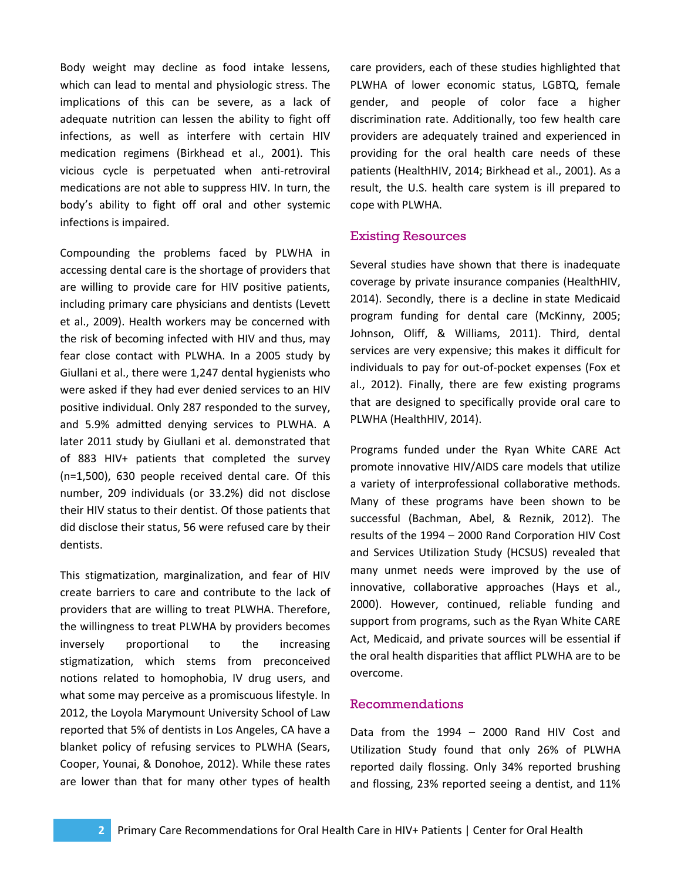Body weight may decline as food intake lessens, which can lead to mental and physiologic stress. The implications of this can be severe, as a lack of adequate nutrition can lessen the ability to fight off infections, as well as interfere with certain HIV medication regimens (Birkhead et al., 2001). This vicious cycle is perpetuated when anti-retroviral medications are not able to suppress HIV. In turn, the body's ability to fight off oral and other systemic infections is impaired.

Compounding the problems faced by PLWHA in accessing dental care is the shortage of providers that are willing to provide care for HIV positive patients, including primary care physicians and dentists (Levett et al., 2009). Health workers may be concerned with the risk of becoming infected with HIV and thus, may fear close contact with PLWHA. In a 2005 study by Giullani et al., there were 1,247 dental hygienists who were asked if they had ever denied services to an HIV positive individual. Only 287 responded to the survey, and 5.9% admitted denying services to PLWHA. A later 2011 study by Giullani et al. demonstrated that of 883 HIV+ patients that completed the survey (n=1,500), 630 people received dental care. Of this number, 209 individuals (or 33.2%) did not disclose their HIV status to their dentist. Of those patients that did disclose their status, 56 were refused care by their dentists.

This stigmatization, marginalization, and fear of HIV create barriers to care and contribute to the lack of providers that are willing to treat PLWHA. Therefore, the willingness to treat PLWHA by providers becomes inversely proportional to the increasing stigmatization, which stems from preconceived notions related to homophobia, IV drug users, and what some may perceive as a promiscuous lifestyle. In 2012, the Loyola Marymount University School of Law reported that 5% of dentists in Los Angeles, CA have a blanket policy of refusing services to PLWHA (Sears, Cooper, Younai, & Donohoe, 2012). While these rates are lower than that for many other types of health care providers, each of these studies highlighted that PLWHA of lower economic status, LGBTQ, female gender, and people of color face a higher discrimination rate. Additionally, too few health care providers are adequately trained and experienced in providing for the oral health care needs of these patients (HealthHIV, 2014; Birkhead et al., 2001). As a result, the U.S. health care system is ill prepared to cope with PLWHA.

## Existing Resources

Several studies have shown that there is inadequate coverage by private insurance companies (HealthHIV, 2014). Secondly, there is a decline in state Medicaid program funding for dental care (McKinny, 2005; Johnson, Oliff, & Williams, 2011). Third, dental services are very expensive; this makes it difficult for individuals to pay for out-of-pocket expenses (Fox et al., 2012). Finally, there are few existing programs that are designed to specifically provide oral care to PLWHA (HealthHIV, 2014).

Programs funded under the Ryan White CARE Act promote innovative HIV/AIDS care models that utilize a variety of interprofessional collaborative methods. Many of these programs have been shown to be successful (Bachman, Abel, & Reznik, 2012). The results of the 1994 – 2000 Rand Corporation HIV Cost and Services Utilization Study (HCSUS) revealed that many unmet needs were improved by the use of innovative, collaborative approaches (Hays et al., 2000). However, continued, reliable funding and support from programs, such as the Ryan White CARE Act, Medicaid, and private sources will be essential if the oral health disparities that afflict PLWHA are to be overcome.

## Recommendations

Data from the 1994 – 2000 Rand HIV Cost and Utilization Study found that only 26% of PLWHA reported daily flossing. Only 34% reported brushing and flossing, 23% reported seeing a dentist, and 11%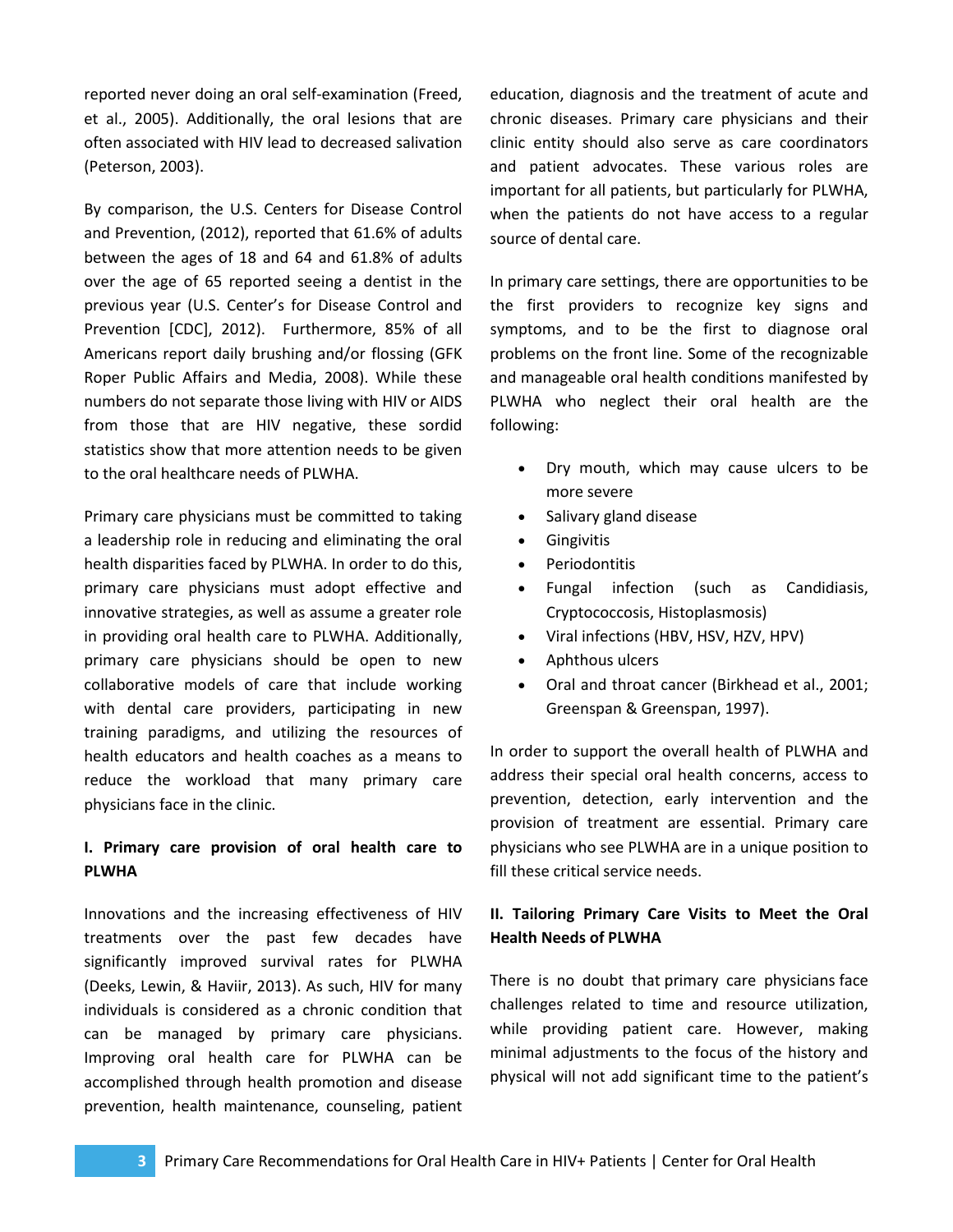reported never doing an oral self-examination (Freed, et al., 2005). Additionally, the oral lesions that are often associated with HIV lead to decreased salivation (Peterson, 2003).

By comparison, the U.S. Centers for Disease Control and Prevention, (2012), reported that 61.6% of adults between the ages of 18 and 64 and 61.8% of adults over the age of 65 reported seeing a dentist in the previous year (U.S. Center's for Disease Control and Prevention [CDC], 2012). Furthermore, 85% of all Americans report daily brushing and/or flossing (GFK Roper Public Affairs and Media, 2008). While these numbers do not separate those living with HIV or AIDS from those that are HIV negative, these sordid statistics show that more attention needs to be given to the oral healthcare needs of PLWHA.

Primary care physicians must be committed to taking a leadership role in reducing and eliminating the oral health disparities faced by PLWHA. In order to do this, primary care physicians must adopt effective and innovative strategies, as well as assume a greater role in providing oral health care to PLWHA. Additionally, primary care physicians should be open to new collaborative models of care that include working with dental care providers, participating in new training paradigms, and utilizing the resources of health educators and health coaches as a means to reduce the workload that many primary care physicians face in the clinic.

### I. Primary care provision of oral health care to PLWHA

Innovations and the increasing effectiveness of HIV treatments over the past few decades have significantly improved survival rates for PLWHA (Deeks, Lewin, & Haviir, 2013). As such, HIV for many individuals is considered as a chronic condition that can be managed by primary care physicians. Improving oral health care for PLWHA can be accomplished through health promotion and disease prevention, health maintenance, counseling, patient education, diagnosis and the treatment of acute and chronic diseases. Primary care physicians and their clinic entity should also serve as care coordinators and patient advocates. These various roles are important for all patients, but particularly for PLWHA, when the patients do not have access to a regular source of dental care.

In primary care settings, there are opportunities to be the first providers to recognize key signs and symptoms, and to be the first to diagnose oral problems on the front line. Some of the recognizable and manageable oral health conditions manifested by PLWHA who neglect their oral health are the following:

- Dry mouth, which may cause ulcers to be more severe
- Salivary gland disease
- Gingivitis
- Periodontitis
- Fungal infection (such as Candidiasis, Cryptococcosis, Histoplasmosis)
- Viral infections (HBV, HSV, HZV, HPV)
- Aphthous ulcers
- Oral and throat cancer (Birkhead et al., 2001; Greenspan & Greenspan, 1997).

In order to support the overall health of PLWHA and address their special oral health concerns, access to prevention, detection, early intervention and the provision of treatment are essential. Primary care physicians who see PLWHA are in a unique position to fill these critical service needs.

### II. Tailoring Primary Care Visits to Meet the Oral Health Needs of PLWHA

There is no doubt that primary care physicians face challenges related to time and resource utilization, while providing patient care. However, making minimal adjustments to the focus of the history and physical will not add significant time to the patient's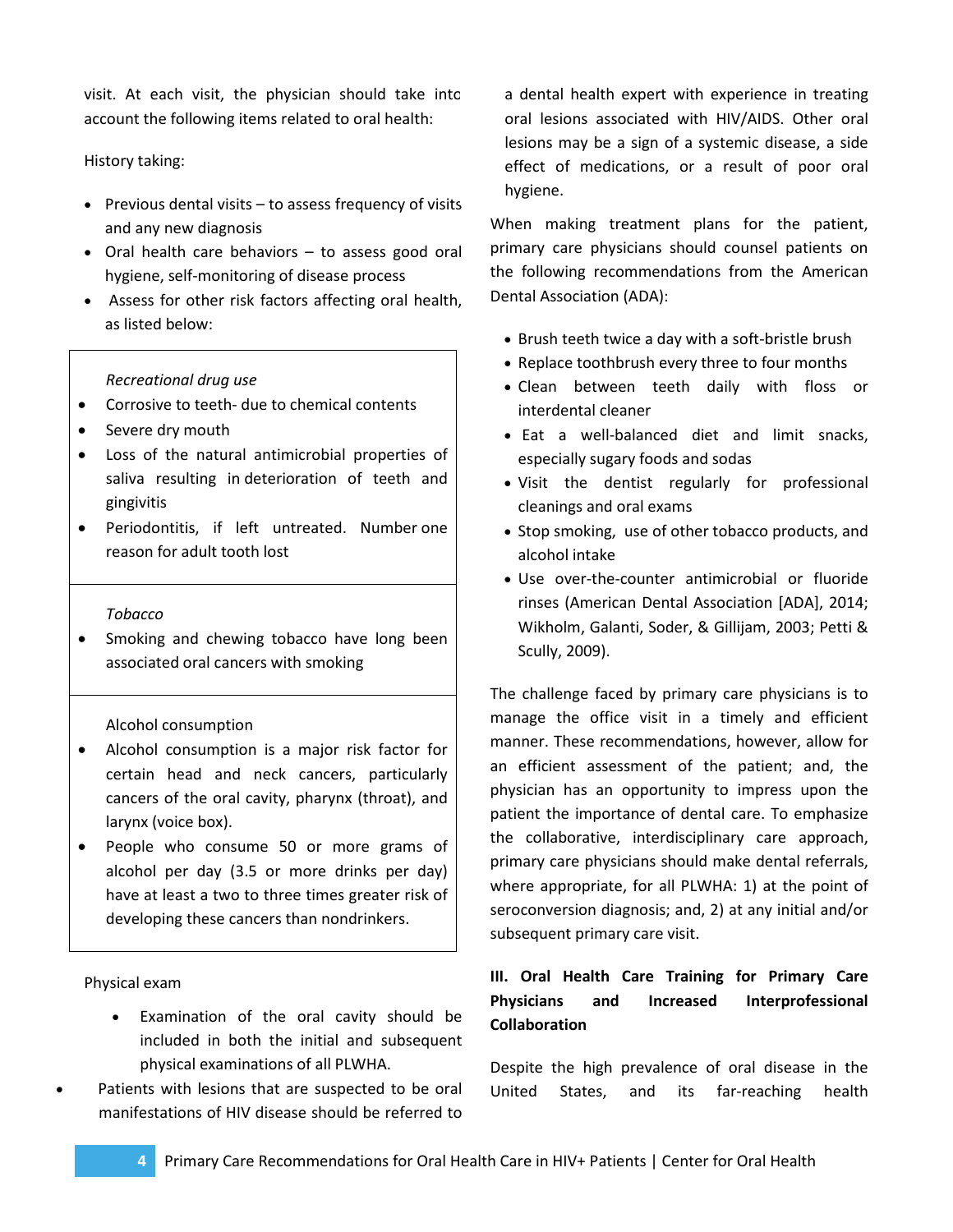visit. At each visit, the physician should take into account the following items related to oral health:

History taking:

- Previous dental visits – to assess frequency of visits and any new diagnosis
- Oral health care behaviors – to assess good oral hygiene, self-monitoring of disease process
- Assess for other risk factors affecting oral health, as listed below:

*Recreational drug use*

- Corrosive to teeth- due to chemical contents
- Severe dry mouth
- Loss of the natural antimicrobial properties of saliva resulting in deterioration of teeth and gingivitis
- Periodontitis, if left untreated. Number one reason for adult tooth lost

*Tobacco*

- Smoking and chewing tobacco have long been associated oral cancers with smoking

Alcohol consumption

- Alcohol consumption is a major risk factor for certain head and neck cancers, particularly cancers of the oral cavity, pharynx (throat), and larynx (voice box).
- People who consume 50 or more grams of alcohol per day (3.5 or more drinks per day) have at least a two to three times greater risk of developing these cancers than nondrinkers.

Physical exam

- Examination of the oral cavity should be included in both the initial and subsequent physical examinations of all PLWHA.
- Patients with lesions that are suspected to be oral manifestations of HIV disease should be referred to a dental health expert with experience in treating oral lesions associated with HIV/AIDS. Other oral lesions may be a sign of a systemic disease, a side effect of medications, or a result of poor oral hygiene.

When making treatment plans for the patient, primary care physicians should counsel patients on the following recommendations from the American Dental Association (ADA):

- Brush teeth twice a day with a soft-bristle brush
- Replace toothbrush every three to four months
- Clean between teeth daily with floss or interdental cleaner
- Eat a well-balanced diet and limit snacks, especially sugary foods and sodas
- Visit the dentist regularly for professional cleanings and oral exams
- Stop smoking, use of other tobacco products, and alcohol intake
- Use over-the-counter antimicrobial or fluoride rinses (American Dental Association [ADA], 2014; Wikholm, Galanti, Soder, & Gillijam, 2003; Petti & Scully, 2009).

The challenge faced by primary care physicians is to manage the office visit in a timely and efficient manner. These recommendations, however, allow for an efficient assessment of the patient; and, the physician has an opportunity to impress upon the patient the importance of dental care. To emphasize the collaborative, interdisciplinary care approach, primary care physicians should make dental referrals, where appropriate, for all PLWHA: 1) at the point of seroconversion diagnosis; and, 2) at any initial and/or subsequent primary care visit.

## III. Oral Health Care Training for Primary Care Physicians and Increased Interprofessional Collaboration

Despite the high prevalence of oral disease in the United States, and its far-reaching health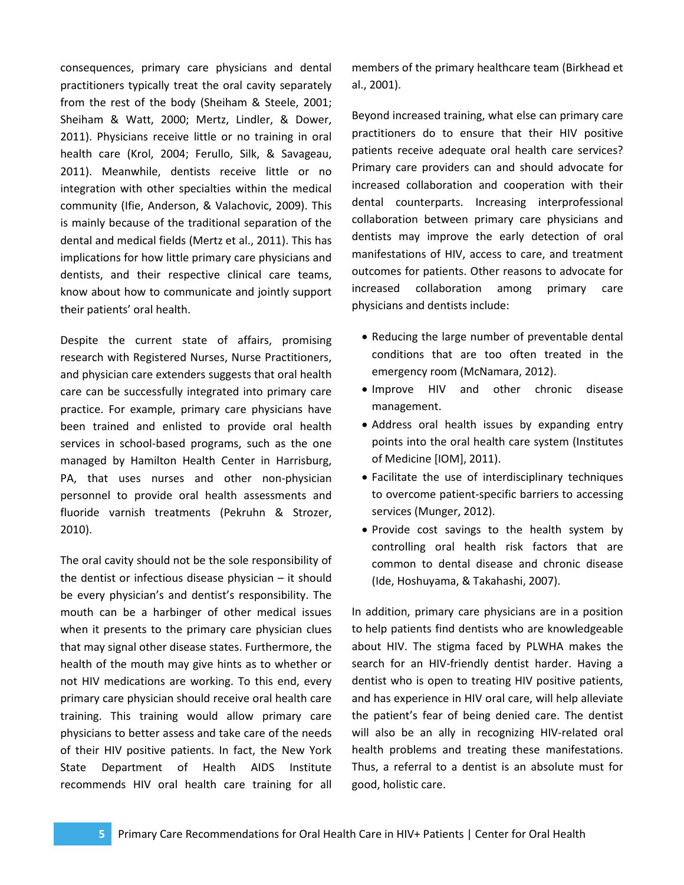consequences, primary care physicians and dental practitioners typically treat the oral cavity separately from the rest of the body (Sheiham & Steele, 2001; Sheiham & Watt, 2000; Mertz, Lindler, & Dower, 2011). Physicians receive little or no training in oral health care (Krol, 2004; Ferullo, Silk, & Savageau, 2011). Meanwhile, dentists receive little or no integration with other specialties within the medical community (Ifie, Anderson, & Valachovic, 2009). This is mainly because of the traditional separation of the dental and medical fields (Mertz et al., 2011). This has implications for how little primary care physicians and dentists, and their respective clinical care teams, know about how to communicate and jointly support their patients' oral health.

Despite the current state of affairs, promising research with Registered Nurses, Nurse Practitioners, and physician care extenders suggests that oral health care can be successfully integrated into primary care practice. For example, primary care physicians have been trained and enlisted to provide oral health services in school-based programs, such as the one managed by Hamilton Health Center in Harrisburg, PA, that uses nurses and other non-physician personnel to provide oral health assessments and fluoride varnish treatments (Pekruhn & Strozer, 2010).

The oral cavity should not be the sole responsibility of the dentist or infectious disease physician – it should be every physician's and dentist's responsibility. The mouth can be a harbinger of other medical issues when it presents to the primary care physician clues that may signal other disease states. Furthermore, the health of the mouth may give hints as to whether or not HIV medications are working. To this end, every primary care physician should receive oral health care training. This training would allow primary care physicians to better assess and take care of the needs of their HIV positive patients. In fact, the New York State Department of Health AIDS Institute recommends HIV oral health care training for all members of the primary healthcare team (Birkhead et al., 2001).

Beyond increased training, what else can primary care practitioners do to ensure that their HIV positive patients receive adequate oral health care services? Primary care providers can and should advocate for increased collaboration and cooperation with their dental counterparts. Increasing interprofessional collaboration between primary care physicians and dentists may improve the early detection of oral manifestations of HIV, access to care, and treatment outcomes for patients. Other reasons to advocate for increased collaboration among primary care physicians and dentists include:

- Reducing the large number of preventable dental conditions that are too often treated in the emergency room (McNamara, 2012).
- Improve HIV and other chronic disease management.
- Address oral health issues by expanding entry points into the oral health care system (Institutes of Medicine [IOM], 2011).
- Facilitate the use of interdisciplinary techniques to overcome patient-specific barriers to accessing services (Munger, 2012).
- Provide cost savings to the health system by controlling oral health risk factors that are common to dental disease and chronic disease (Ide, Hoshuyama, & Takahashi, 2007).

In addition, primary care physicians are in a position to help patients find dentists who are knowledgeable about HIV. The stigma faced by PLWHA makes the search for an HIV-friendly dentist harder. Having a dentist who is open to treating HIV positive patients, and has experience in HIV oral care, will help alleviate the patient's fear of being denied care. The dentist will also be an ally in recognizing HIV-related oral health problems and treating these manifestations. Thus, a referral to a dentist is an absolute must for good, holistic care.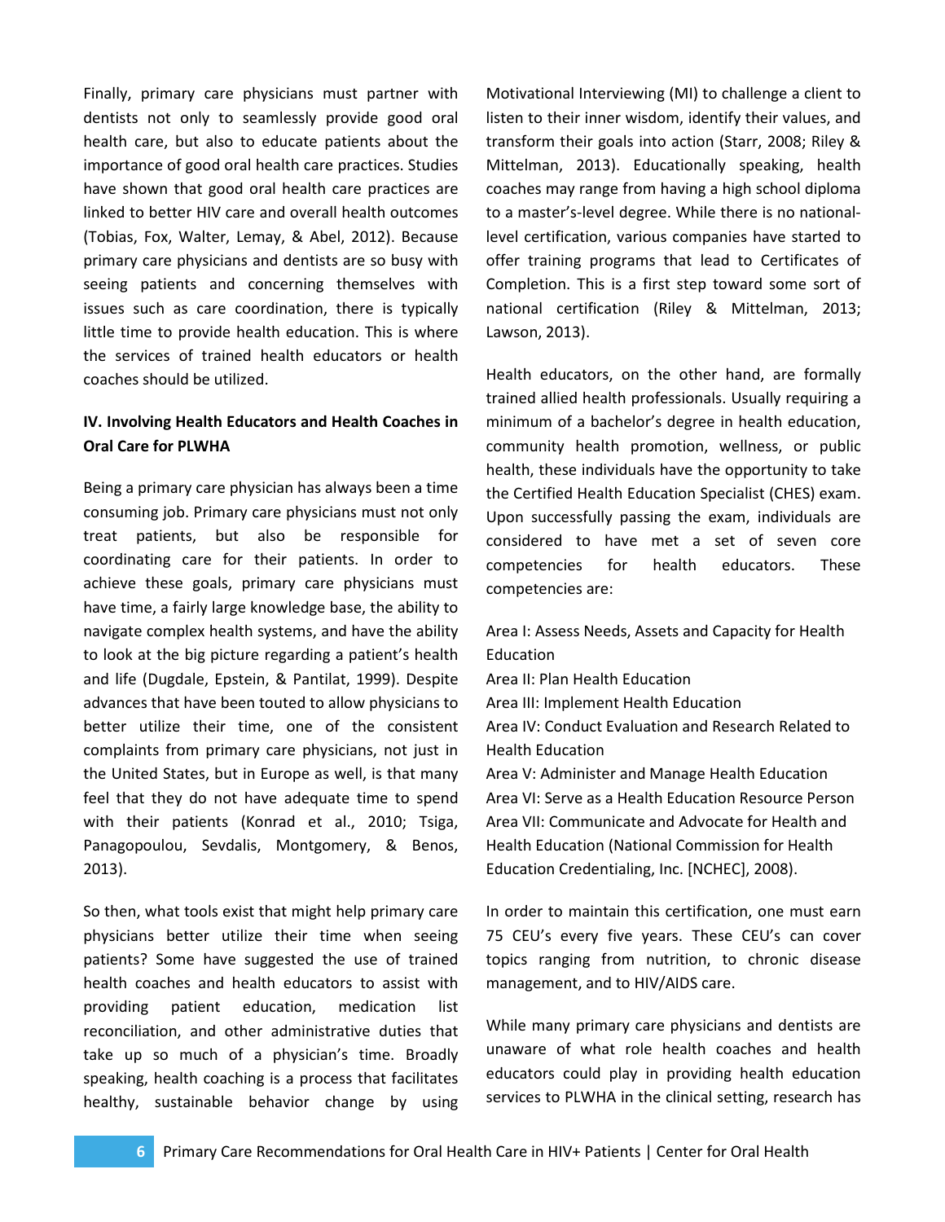Finally, primary care physicians must partner with dentists not only to seamlessly provide good oral health care, but also to educate patients about the importance of good oral health care practices. Studies have shown that good oral health care practices are linked to better HIV care and overall health outcomes (Tobias, Fox, Walter, Lemay, & Abel, 2012). Because primary care physicians and dentists are so busy with seeing patients and concerning themselves with issues such as care coordination, there is typically little time to provide health education. This is where the services of trained health educators or health coaches should be utilized.

### IV. Involving Health Educators and Health Coaches in Oral Care for PLWHA

Being a primary care physician has always been a time consuming job. Primary care physicians must not only treat patients, but also be responsible for coordinating care for their patients. In order to achieve these goals, primary care physicians must have time, a fairly large knowledge base, the ability to navigate complex health systems, and have the ability to look at the big picture regarding a patient's health and life (Dugdale, Epstein, & Pantilat, 1999). Despite advances that have been touted to allow physicians to better utilize their time, one of the consistent complaints from primary care physicians, not just in the United States, but in Europe as well, is that many feel that they do not have adequate time to spend with their patients (Konrad et al., 2010; Tsiga, Panagopoulou, Sevdalis, Montgomery, & Benos, 2013).

So then, what tools exist that might help primary care physicians better utilize their time when seeing patients? Some have suggested the use of trained health coaches and health educators to assist with providing patient education, medication list reconciliation, and other administrative duties that take up so much of a physician's time. Broadly speaking, health coaching is a process that facilitates healthy, sustainable behavior change by using Motivational Interviewing (MI) to challenge a client to listen to their inner wisdom, identify their values, and transform their goals into action (Starr, 2008; Riley & Mittelman, 2013). Educationally speaking, health coaches may range from having a high school diploma to a master's-level degree. While there is no national-level certification, various companies have started to offer training programs that lead to Certificates of Completion. This is a first step toward some sort of national certification (Riley & Mittelman, 2013; Lawson, 2013).

Health educators, on the other hand, are formally trained allied health professionals. Usually requiring a minimum of a bachelor's degree in health education, community health promotion, wellness, or public health, these individuals have the opportunity to take the Certified Health Education Specialist (CHES) exam. Upon successfully passing the exam, individuals are considered to have met a set of seven core competencies for health educators. These competencies are:

Area I: Assess Needs, Assets and Capacity for Health Education
Area II: Plan Health Education
Area III: Implement Health Education
Area IV: Conduct Evaluation and Research Related to Health Education
Area V: Administer and Manage Health Education
Area VI: Serve as a Health Education Resource Person
Area VII: Communicate and Advocate for Health and Health Education (National Commission for Health Education Credentialing, Inc. [NCHEC], 2008).

In order to maintain this certification, one must earn 75 CEU's every five years. These CEU's can cover topics ranging from nutrition, to chronic disease management, and to HIV/AIDS care.

While many primary care physicians and dentists are unaware of what role health coaches and health educators could play in providing health education services to PLWHA in the clinical setting, research has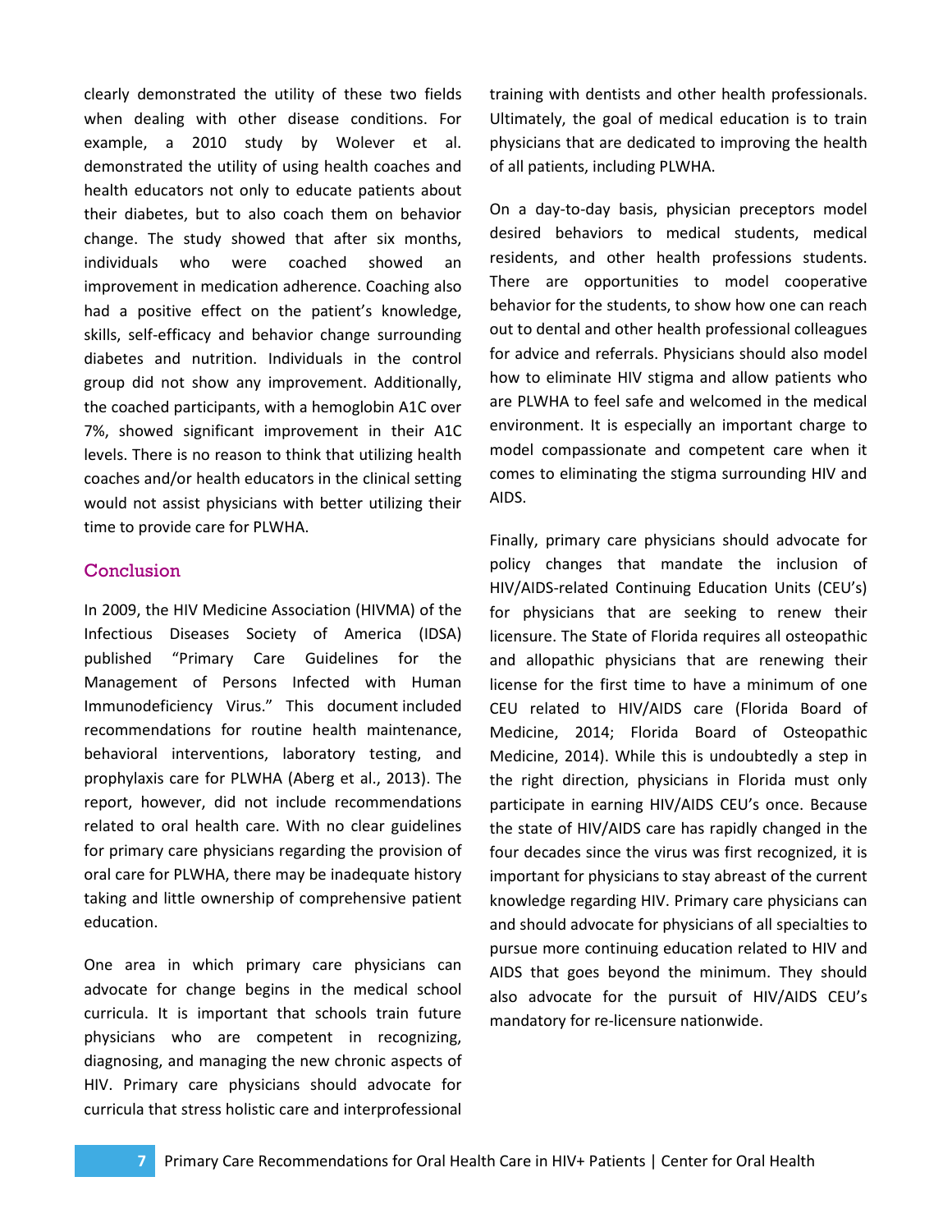clearly demonstrated the utility of these two fields when dealing with other disease conditions. For example, a 2010 study by Wolever et al. demonstrated the utility of using health coaches and health educators not only to educate patients about their diabetes, but to also coach them on behavior change. The study showed that after six months, individuals who were coached showed an improvement in medication adherence. Coaching also had a positive effect on the patient's knowledge, skills, self-efficacy and behavior change surrounding diabetes and nutrition. Individuals in the control group did not show any improvement. Additionally, the coached participants, with a hemoglobin A1C over 7%, showed significant improvement in their A1C levels. There is no reason to think that utilizing health coaches and/or health educators in the clinical setting would not assist physicians with better utilizing their time to provide care for PLWHA.

## Conclusion

In 2009, the HIV Medicine Association (HIVMA) of the Infectious Diseases Society of America (IDSA) published "Primary Care Guidelines for the Management of Persons Infected with Human Immunodeficiency Virus." This document included recommendations for routine health maintenance, behavioral interventions, laboratory testing, and prophylaxis care for PLWHA (Aberg et al., 2013). The report, however, did not include recommendations related to oral health care. With no clear guidelines for primary care physicians regarding the provision of oral care for PLWHA, there may be inadequate history taking and little ownership of comprehensive patient education.

One area in which primary care physicians can advocate for change begins in the medical school curricula. It is important that schools train future physicians who are competent in recognizing, diagnosing, and managing the new chronic aspects of HIV. Primary care physicians should advocate for curricula that stress holistic care and interprofessional training with dentists and other health professionals. Ultimately, the goal of medical education is to train physicians that are dedicated to improving the health of all patients, including PLWHA.

On a day-to-day basis, physician preceptors model desired behaviors to medical students, medical residents, and other health professions students. There are opportunities to model cooperative behavior for the students, to show how one can reach out to dental and other health professional colleagues for advice and referrals. Physicians should also model how to eliminate HIV stigma and allow patients who are PLWHA to feel safe and welcomed in the medical environment. It is especially an important charge to model compassionate and competent care when it comes to eliminating the stigma surrounding HIV and AIDS.

Finally, primary care physicians should advocate for policy changes that mandate the inclusion of HIV/AIDS-related Continuing Education Units (CEU's) for physicians that are seeking to renew their licensure. The State of Florida requires all osteopathic and allopathic physicians that are renewing their license for the first time to have a minimum of one CEU related to HIV/AIDS care (Florida Board of Medicine, 2014; Florida Board of Osteopathic Medicine, 2014). While this is undoubtedly a step in the right direction, physicians in Florida must only participate in earning HIV/AIDS CEU's once. Because the state of HIV/AIDS care has rapidly changed in the four decades since the virus was first recognized, it is important for physicians to stay abreast of the current knowledge regarding HIV. Primary care physicians can and should advocate for physicians of all specialties to pursue more continuing education related to HIV and AIDS that goes beyond the minimum. They should also advocate for the pursuit of HIV/AIDS CEU's mandatory for re-licensure nationwide.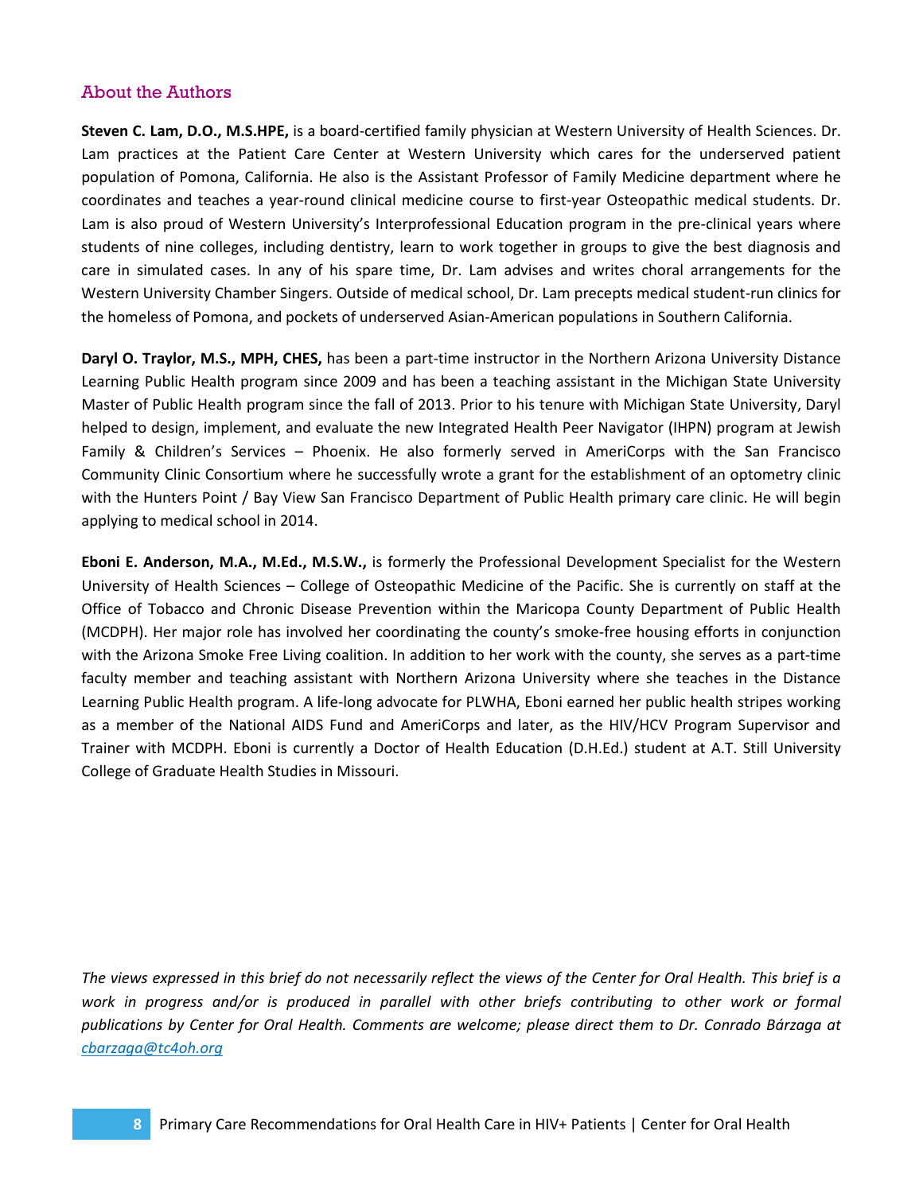## About the Authors

**Steven C. Lam, D.O., M.S.HPE,** is a board-certified family physician at Western University of Health Sciences. Dr. Lam practices at the Patient Care Center at Western University which cares for the underserved patient population of Pomona, California. He also is the Assistant Professor of Family Medicine department where he coordinates and teaches a year-round clinical medicine course to first-year Osteopathic medical students. Dr. Lam is also proud of Western University's Interprofessional Education program in the pre-clinical years where students of nine colleges, including dentistry, learn to work together in groups to give the best diagnosis and care in simulated cases. In any of his spare time, Dr. Lam advises and writes choral arrangements for the Western University Chamber Singers. Outside of medical school, Dr. Lam precepts medical student-run clinics for the homeless of Pomona, and pockets of underserved Asian-American populations in Southern California.

**Daryl O. Traylor, M.S., MPH, CHES,** has been a part-time instructor in the Northern Arizona University Distance Learning Public Health program since 2009 and has been a teaching assistant in the Michigan State University Master of Public Health program since the fall of 2013. Prior to his tenure with Michigan State University, Daryl helped to design, implement, and evaluate the new Integrated Health Peer Navigator (IHPN) program at Jewish Family & Children's Services – Phoenix. He also formerly served in AmeriCorps with the San Francisco Community Clinic Consortium where he successfully wrote a grant for the establishment of an optometry clinic with the Hunters Point / Bay View San Francisco Department of Public Health primary care clinic. He will begin applying to medical school in 2014.

**Eboni E. Anderson, M.A., M.Ed., M.S.W.,** is formerly the Professional Development Specialist for the Western University of Health Sciences – College of Osteopathic Medicine of the Pacific. She is currently on staff at the Office of Tobacco and Chronic Disease Prevention within the Maricopa County Department of Public Health (MCDPH). Her major role has involved her coordinating the county's smoke-free housing efforts in conjunction with the Arizona Smoke Free Living coalition. In addition to her work with the county, she serves as a part-time faculty member and teaching assistant with Northern Arizona University where she teaches in the Distance Learning Public Health program. A life-long advocate for PLWHA, Eboni earned her public health stripes working as a member of the National AIDS Fund and AmeriCorps and later, as the HIV/HCV Program Supervisor and Trainer with MCDPH. Eboni is currently a Doctor of Health Education (D.H.Ed.) student at A.T. Still University College of Graduate Health Studies in Missouri.

*The views expressed in this brief do not necessarily reflect the views of the Center for Oral Health. This brief is a work in progress and/or is produced in parallel with other briefs contributing to other work or formal publications by Center for Oral Health. Comments are welcome; please direct them to Dr. Conrado Bárzaga at [cbarzaga@tc4oh.org](mailto:cbarzaga@tc4oh.org)*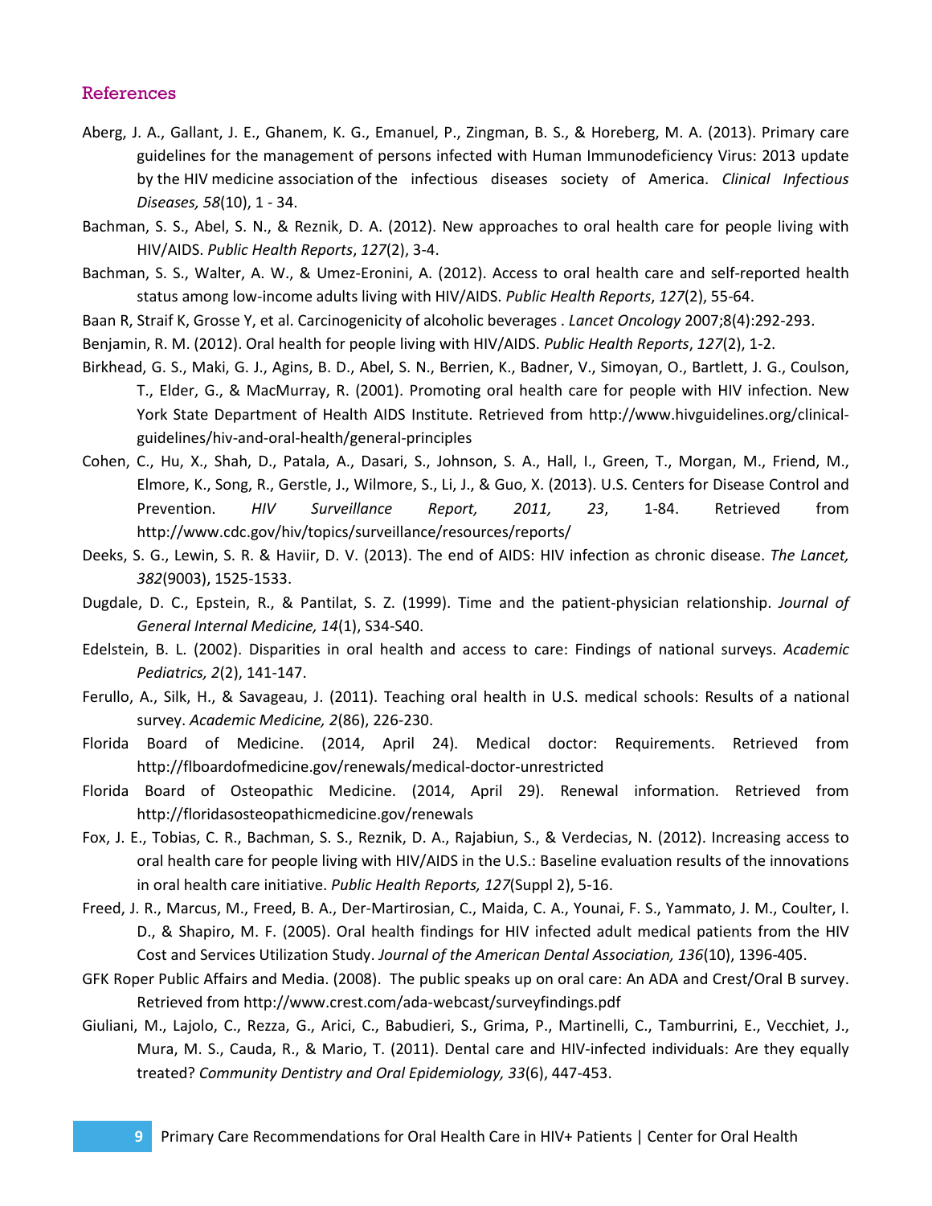## References

Aberg, J. A., Gallant, J. E., Ghanem, K. G., Emanuel, P., Zingman, B. S., & Horeberg, M. A. (2013). Primary care guidelines for the management of persons infected with Human Immunodeficiency Virus: 2013 update by the HIV medicine association of the infectious diseases society of America. *Clinical Infectious Diseases, 58*(10), 1 - 34.

Bachman, S. S., Abel, S. N., & Reznik, D. A. (2012). New approaches to oral health care for people living with HIV/AIDS. *Public Health Reports*, *127*(2), 3-4.

Bachman, S. S., Walter, A. W., & Umez-Eronini, A. (2012). Access to oral health care and self-reported health status among low-income adults living with HIV/AIDS. *Public Health Reports*, *127*(2), 55-64.

Baan R, Straif K, Grosse Y, et al. Carcinogenicity of alcoholic beverages . *Lancet Oncology* 2007;8(4):292-293.

Benjamin, R. M. (2012). Oral health for people living with HIV/AIDS. *Public Health Reports*, *127*(2), 1-2.

Birkhead, G. S., Maki, G. J., Agins, B. D., Abel, S. N., Berrien, K., Badner, V., Simoyan, O., Bartlett, J. G., Coulson, T., Elder, G., & MacMurray, R. (2001). Promoting oral health care for people with HIV infection. New York State Department of Health AIDS Institute. Retrieved from http://www.hivguidelines.org/clinical-guidelines/hiv-and-oral-health/general-principles

Cohen, C., Hu, X., Shah, D., Patala, A., Dasari, S., Johnson, S. A., Hall, I., Green, T., Morgan, M., Friend, M., Elmore, K., Song, R., Gerstle, J., Wilmore, S., Li, J., & Guo, X. (2013). U.S. Centers for Disease Control and Prevention. *HIV Surveillance Report, 2011, 23*, 1-84. Retrieved from http://www.cdc.gov/hiv/topics/surveillance/resources/reports/

Deeks, S. G., Lewin, S. R. & Haviir, D. V. (2013). The end of AIDS: HIV infection as chronic disease. *The Lancet, 382*(9003), 1525-1533.

Dugdale, D. C., Epstein, R., & Pantilat, S. Z. (1999). Time and the patient-physician relationship. *Journal of General Internal Medicine, 14*(1), S34-S40.

Edelstein, B. L. (2002). Disparities in oral health and access to care: Findings of national surveys. *Academic Pediatrics, 2*(2), 141-147.

Ferullo, A., Silk, H., & Savageau, J. (2011). Teaching oral health in U.S. medical schools: Results of a national survey. *Academic Medicine, 2*(86), 226-230.

Florida Board of Medicine. (2014, April 24). Medical doctor: Requirements. Retrieved from http://flboardofmedicine.gov/renewals/medical-doctor-unrestricted

Florida Board of Osteopathic Medicine. (2014, April 29). Renewal information. Retrieved from http://floridasosteopathicmedicine.gov/renewals

Fox, J. E., Tobias, C. R., Bachman, S. S., Reznik, D. A., Rajabiun, S., & Verdecias, N. (2012). Increasing access to oral health care for people living with HIV/AIDS in the U.S.: Baseline evaluation results of the innovations in oral health care initiative. *Public Health Reports, 127*(Suppl 2), 5-16.

Freed, J. R., Marcus, M., Freed, B. A., Der-Martirosian, C., Maida, C. A., Younai, F. S., Yammato, J. M., Coulter, I. D., & Shapiro, M. F. (2005). Oral health findings for HIV infected adult medical patients from the HIV Cost and Services Utilization Study. *Journal of the American Dental Association, 136*(10), 1396-405.

GFK Roper Public Affairs and Media. (2008). The public speaks up on oral care: An ADA and Crest/Oral B survey. Retrieved from http://www.crest.com/ada-webcast/surveyfindings.pdf

Giuliani, M., Lajolo, C., Rezza, G., Arici, C., Babudieri, S., Grima, P., Martinelli, C., Tamburrini, E., Vecchiet, J., Mura, M. S., Cauda, R., & Mario, T. (2011). Dental care and HIV-infected individuals: Are they equally treated? *Community Dentistry and Oral Epidemiology, 33*(6), 447-453.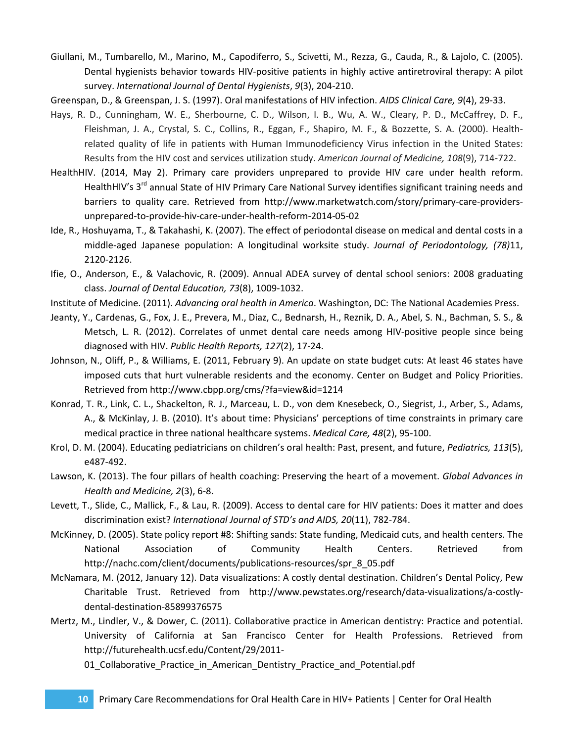Giullani, M., Tumbarello, M., Marino, M., Capodiferro, S., Scivetti, M., Rezza, G., Cauda, R., & Lajolo, C. (2005). Dental hygienists behavior towards HIV-positive patients in highly active antiretroviral therapy: A pilot survey. *International Journal of Dental Hygienists*, *9*(3), 204-210.

Greenspan, D., & Greenspan, J. S. (1997). Oral manifestations of HIV infection. *AIDS Clinical Care, 9*(4), 29-33.

Hays, R. D., Cunningham, W. E., Sherbourne, C. D., Wilson, I. B., Wu, A. W., Cleary, P. D., McCaffrey, D. F., Fleishman, J. A., Crystal, S. C., Collins, R., Eggan, F., Shapiro, M. F., & Bozzette, S. A. (2000). Health-related quality of life in patients with Human Immunodeficiency Virus infection in the United States: Results from the HIV cost and services utilization study. *American Journal of Medicine, 108*(9), 714-722.

HealthHIV. (2014, May 2). Primary care providers unprepared to provide HIV care under health reform. HealthHIV's 3rd annual State of HIV Primary Care National Survey identifies significant training needs and barriers to quality care. Retrieved from http://www.marketwatch.com/story/primary-care-providers-unprepared-to-provide-hiv-care-under-health-reform-2014-05-02

Ide, R., Hoshuyama, T., & Takahashi, K. (2007). The effect of periodontal disease on medical and dental costs in a middle-aged Japanese population: A longitudinal worksite study. *Journal of Periodontology, (78)*11, 2120-2126.

Ifie, O., Anderson, E., & Valachovic, R. (2009). Annual ADEA survey of dental school seniors: 2008 graduating class. *Journal of Dental Education, 73*(8), 1009-1032.

Institute of Medicine. (2011). *Advancing oral health in America*. Washington, DC: The National Academies Press.

Jeanty, Y., Cardenas, G., Fox, J. E., Prevera, M., Diaz, C., Bednarsh, H., Reznik, D. A., Abel, S. N., Bachman, S. S., & Metsch, L. R. (2012). Correlates of unmet dental care needs among HIV-positive people since being diagnosed with HIV. *Public Health Reports, 127*(2), 17-24.

Johnson, N., Oliff, P., & Williams, E. (2011, February 9). An update on state budget cuts: At least 46 states have imposed cuts that hurt vulnerable residents and the economy. Center on Budget and Policy Priorities. Retrieved from http://www.cbpp.org/cms/?fa=view&id=1214

Konrad, T. R., Link, C. L., Shackelton, R. J., Marceau, L. D., von dem Knesebeck, O., Siegrist, J., Arber, S., Adams, A., & McKinlay, J. B. (2010). It's about time: Physicians' perceptions of time constraints in primary care medical practice in three national healthcare systems. *Medical Care, 48*(2), 95-100.

Krol, D. M. (2004). Educating pediatricians on children's oral health: Past, present, and future, *Pediatrics, 113*(5), e487-492.

Lawson, K. (2013). The four pillars of health coaching: Preserving the heart of a movement. *Global Advances in Health and Medicine, 2*(3), 6-8.

Levett, T., Slide, C., Mallick, F., & Lau, R. (2009). Access to dental care for HIV patients: Does it matter and does discrimination exist? *International Journal of STD's and AIDS, 20*(11), 782-784.

McKinney, D. (2005). State policy report #8: Shifting sands: State funding, Medicaid cuts, and health centers. The National Association of Community Health Centers. Retrieved from http://nachc.com/client/documents/publications-resources/spr_8_05.pdf

McNamara, M. (2012, January 12). Data visualizations: A costly dental destination. Children's Dental Policy, Pew Charitable Trust. Retrieved from http://www.pewstates.org/research/data-visualizations/a-costly-dental-destination-85899376575

Mertz, M., Lindler, V., & Dower, C. (2011). Collaborative practice in American dentistry: Practice and potential. University of California at San Francisco Center for Health Professions. Retrieved from http://futurehealth.ucsf.edu/Content/29/2011-01_Collaborative_Practice_in_American_Dentistry_Practice_and_Potential.pdf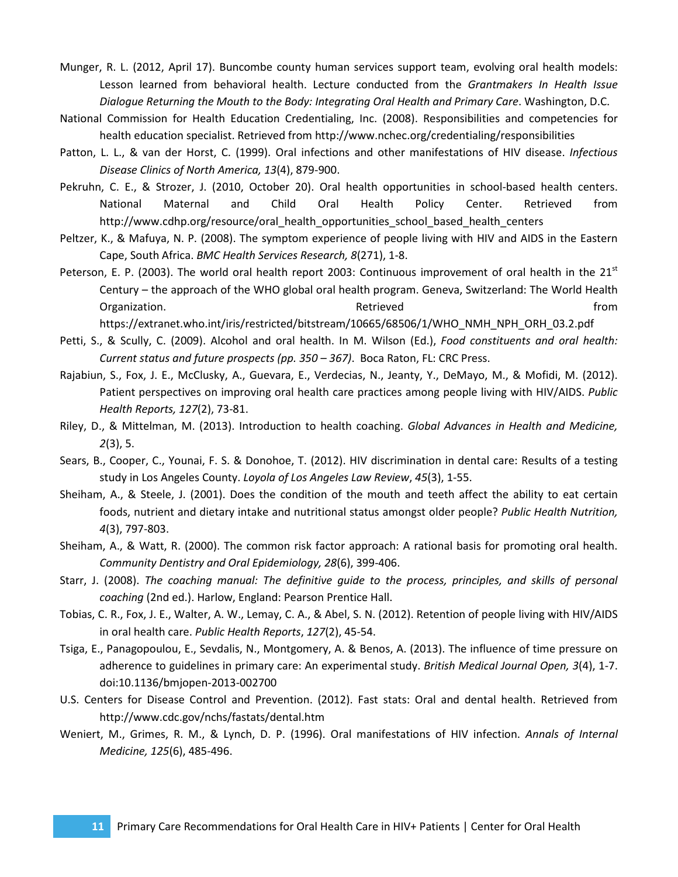Munger, R. L. (2012, April 17). Buncombe county human services support team, evolving oral health models: Lesson learned from behavioral health. Lecture conducted from the *Grantmakers In Health Issue Dialogue Returning the Mouth to the Body: Integrating Oral Health and Primary Care*. Washington, D.C.

National Commission for Health Education Credentialing, Inc. (2008). Responsibilities and competencies for health education specialist. Retrieved from http://www.nchec.org/credentialing/responsibilities

Patton, L. L., & van der Horst, C. (1999). Oral infections and other manifestations of HIV disease. *Infectious Disease Clinics of North America, 13*(4), 879-900.

Pekruhn, C. E., & Strozer, J. (2010, October 20). Oral health opportunities in school-based health centers. National Maternal and Child Oral Health Policy Center. Retrieved from http://www.cdhp.org/resource/oral_health_opportunities_school_based_health_centers

Peltzer, K., & Mafuya, N. P. (2008). The symptom experience of people living with HIV and AIDS in the Eastern Cape, South Africa. *BMC Health Services Research, 8*(271), 1-8.

Peterson, E. P. (2003). The world oral health report 2003: Continuous improvement of oral health in the 21st Century – the approach of the WHO global oral health program. Geneva, Switzerland: The World Health Organization. Retrieved from https://extranet.who.int/iris/restricted/bitstream/10665/68506/1/WHO_NMH_NPH_ORH_03.2.pdf

Petti, S., & Scully, C. (2009). Alcohol and oral health. In M. Wilson (Ed.), *Food constituents and oral health: Current status and future prospects (pp. 350 – 367)*. Boca Raton, FL: CRC Press.

Rajabiun, S., Fox, J. E., McClusky, A., Guevara, E., Verdecias, N., Jeanty, Y., DeMayo, M., & Mofidi, M. (2012). Patient perspectives on improving oral health care practices among people living with HIV/AIDS. *Public Health Reports, 127*(2), 73-81.

Riley, D., & Mittelman, M. (2013). Introduction to health coaching. *Global Advances in Health and Medicine, 2*(3), 5.

Sears, B., Cooper, C., Younai, F. S. & Donohoe, T. (2012). HIV discrimination in dental care: Results of a testing study in Los Angeles County. *Loyola of Los Angeles Law Review*, *45*(3), 1-55.

Sheiham, A., & Steele, J. (2001). Does the condition of the mouth and teeth affect the ability to eat certain foods, nutrient and dietary intake and nutritional status amongst older people? *Public Health Nutrition, 4*(3), 797-803.

Sheiham, A., & Watt, R. (2000). The common risk factor approach: A rational basis for promoting oral health. *Community Dentistry and Oral Epidemiology, 28*(6), 399-406.

Starr, J. (2008). *The coaching manual: The definitive guide to the process, principles, and skills of personal coaching* (2nd ed.). Harlow, England: Pearson Prentice Hall.

Tobias, C. R., Fox, J. E., Walter, A. W., Lemay, C. A., & Abel, S. N. (2012). Retention of people living with HIV/AIDS in oral health care. *Public Health Reports*, *127*(2), 45-54.

Tsiga, E., Panagopoulou, E., Sevdalis, N., Montgomery, A. & Benos, A. (2013). The influence of time pressure on adherence to guidelines in primary care: An experimental study. *British Medical Journal Open, 3*(4), 1-7. doi:10.1136/bmjopen-2013-002700

U.S. Centers for Disease Control and Prevention. (2012). Fast stats: Oral and dental health. Retrieved from http://www.cdc.gov/nchs/fastats/dental.htm

Weniert, M., Grimes, R. M., & Lynch, D. P. (1996). Oral manifestations of HIV infection. *Annals of Internal Medicine, 125*(6), 485-496.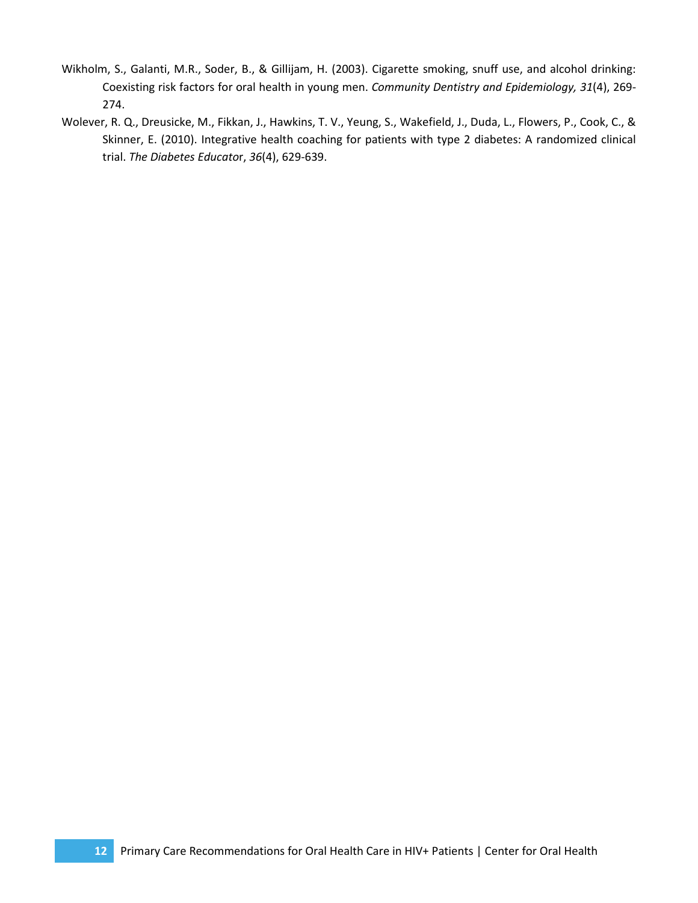Wikholm, S., Galanti, M.R., Soder, B., & Gillijam, H. (2003). Cigarette smoking, snuff use, and alcohol drinking: Coexisting risk factors for oral health in young men. *Community Dentistry and Epidemiology, 31*(4), 269-274.

Wolever, R. Q., Dreusicke, M., Fikkan, J., Hawkins, T. V., Yeung, S., Wakefield, J., Duda, L., Flowers, P., Cook, C., & Skinner, E. (2010). Integrative health coaching for patients with type 2 diabetes: A randomized clinical trial. *The Diabetes Educator*, *36*(4), 629-639.